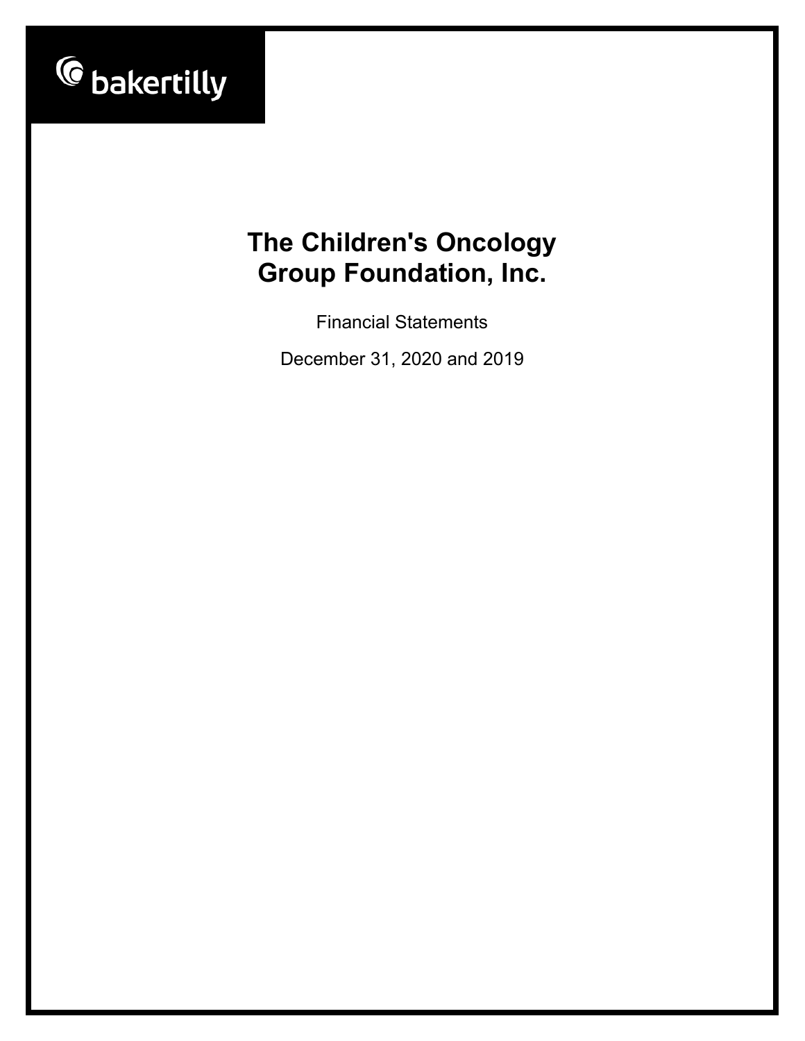bakertilly

# The Children's Oncology Group Foundation, Inc.

Financial Statements

December 31, 2020 and 2019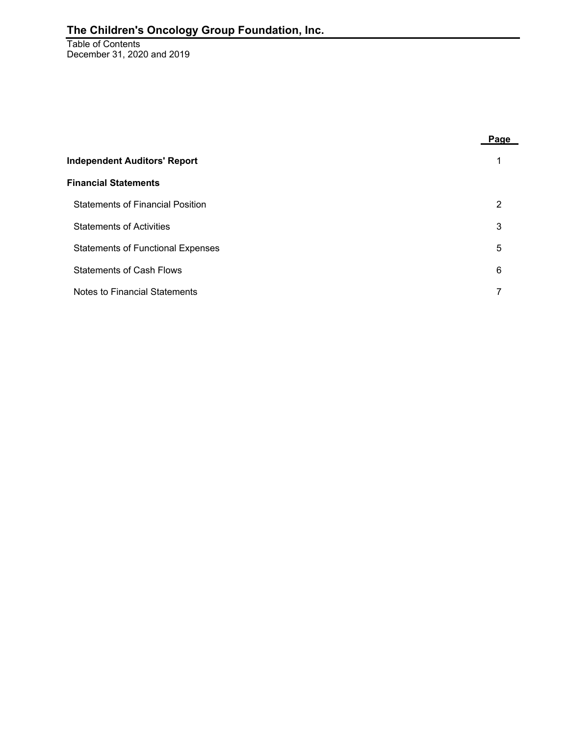# The Children's Oncology Group Foundation, Inc.

Table of Contents
December 31, 2020 and 2019

| | Page |
|---|---|
| **Independent Auditors' Report** | 1 |
| **Financial Statements** | |
| Statements of Financial Position | 2 |
| Statements of Activities | 3 |
| Statements of Functional Expenses | 5 |
| Statements of Cash Flows | 6 |
| Notes to Financial Statements | 7 |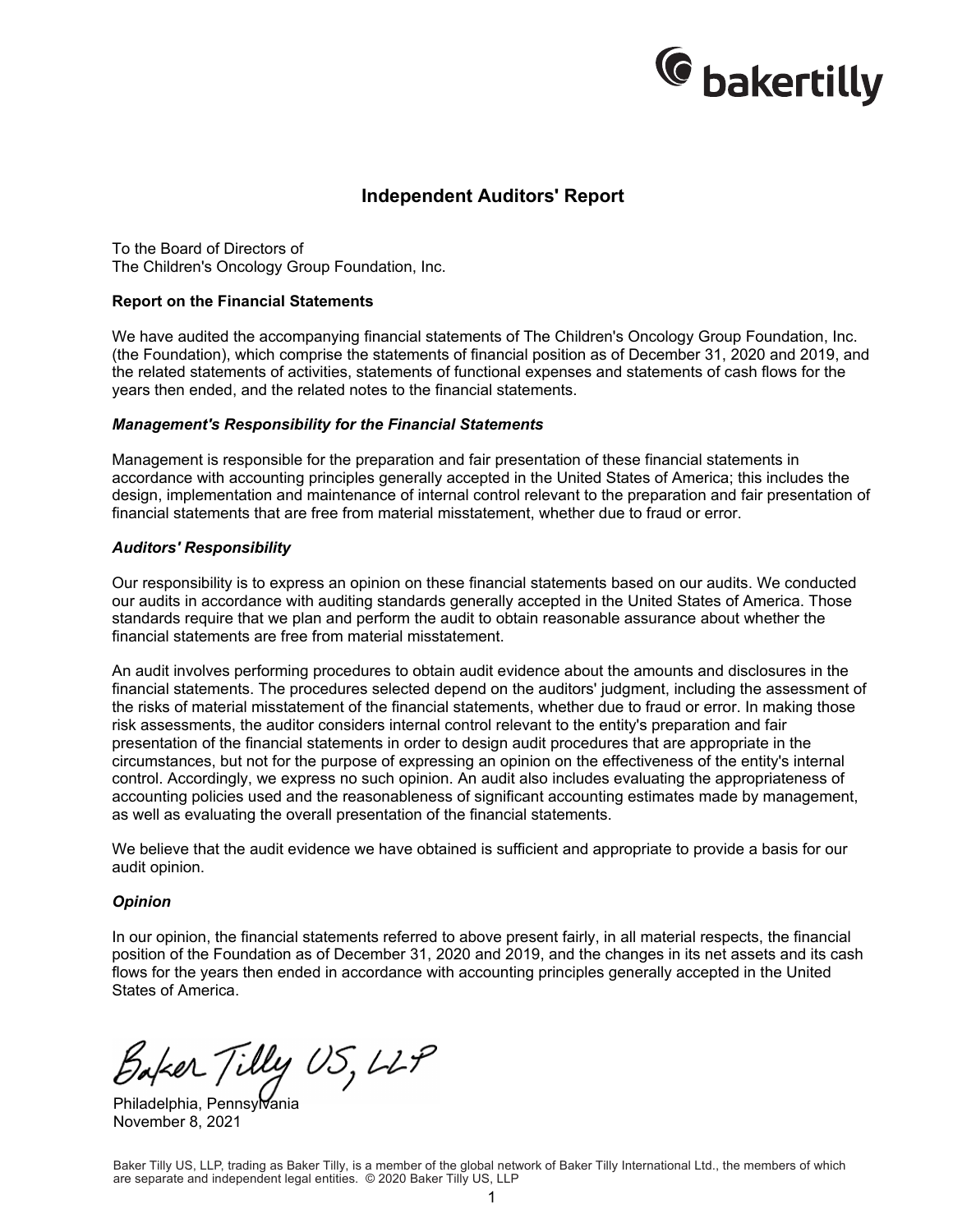# Independent Auditors' Report

To the Board of Directors of
The Children's Oncology Group Foundation, Inc.

**Report on the Financial Statements**

We have audited the accompanying financial statements of The Children's Oncology Group Foundation, Inc. (the Foundation), which comprise the statements of financial position as of December 31, 2020 and 2019, and the related statements of activities, statements of functional expenses and statements of cash flows for the years then ended, and the related notes to the financial statements.

***Management's Responsibility for the Financial Statements***

Management is responsible for the preparation and fair presentation of these financial statements in accordance with accounting principles generally accepted in the United States of America; this includes the design, implementation and maintenance of internal control relevant to the preparation and fair presentation of financial statements that are free from material misstatement, whether due to fraud or error.

***Auditors' Responsibility***

Our responsibility is to express an opinion on these financial statements based on our audits. We conducted our audits in accordance with auditing standards generally accepted in the United States of America. Those standards require that we plan and perform the audit to obtain reasonable assurance about whether the financial statements are free from material misstatement.

An audit involves performing procedures to obtain audit evidence about the amounts and disclosures in the financial statements. The procedures selected depend on the auditors' judgment, including the assessment of the risks of material misstatement of the financial statements, whether due to fraud or error. In making those risk assessments, the auditor considers internal control relevant to the entity's preparation and fair presentation of the financial statements in order to design audit procedures that are appropriate in the circumstances, but not for the purpose of expressing an opinion on the effectiveness of the entity's internal control. Accordingly, we express no such opinion. An audit also includes evaluating the appropriateness of accounting policies used and the reasonableness of significant accounting estimates made by management, as well as evaluating the overall presentation of the financial statements.

We believe that the audit evidence we have obtained is sufficient and appropriate to provide a basis for our audit opinion.

***Opinion***

In our opinion, the financial statements referred to above present fairly, in all material respects, the financial position of the Foundation as of December 31, 2020 and 2019, and the changes in its net assets and its cash flows for the years then ended in accordance with accounting principles generally accepted in the United States of America.

Baker Tilly US, LLP

Philadelphia, Pennsylvania
November 8, 2021

Baker Tilly US, LLP, trading as Baker Tilly, is a member of the global network of Baker Tilly International Ltd., the members of which are separate and independent legal entities. © 2020 Baker Tilly US, LLP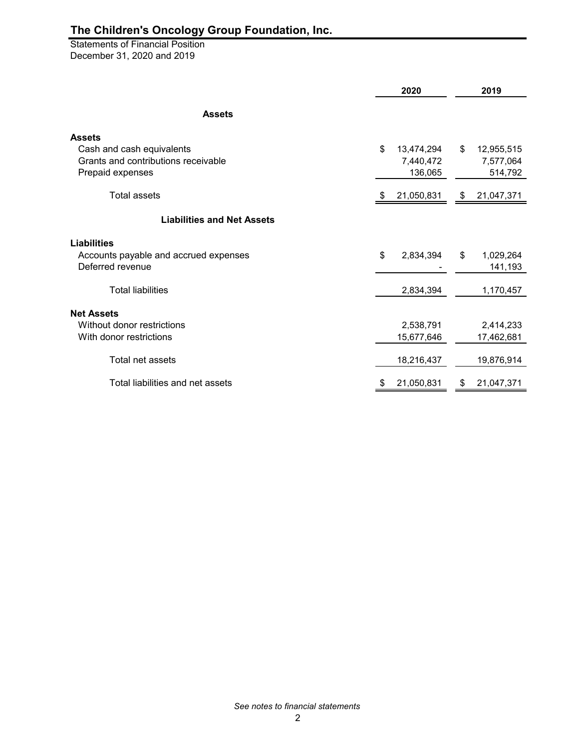# The Children's Oncology Group Foundation, Inc.

Statements of Financial Position
December 31, 2020 and 2019

| | 2020 | 2019 |
|---|---|---|
| **Assets** | | |
| **Assets** | | |
| Cash and cash equivalents | $ 13,474,294 | $ 12,955,515 |
| Grants and contributions receivable | 7,440,472 | 7,577,064 |
| Prepaid expenses | 136,065 | 514,792 |
| Total assets | $ 21,050,831 | $ 21,047,371 |
| **Liabilities and Net Assets** | | |
| **Liabilities** | | |
| Accounts payable and accrued expenses | $ 2,834,394 | $ 1,029,264 |
| Deferred revenue | - | 141,193 |
| Total liabilities | 2,834,394 | 1,170,457 |
| **Net Assets** | | |
| Without donor restrictions | 2,538,791 | 2,414,233 |
| With donor restrictions | 15,677,646 | 17,462,681 |
| Total net assets | 18,216,437 | 19,876,914 |
| Total liabilities and net assets | $ 21,050,831 | $ 21,047,371 |

*See notes to financial statements*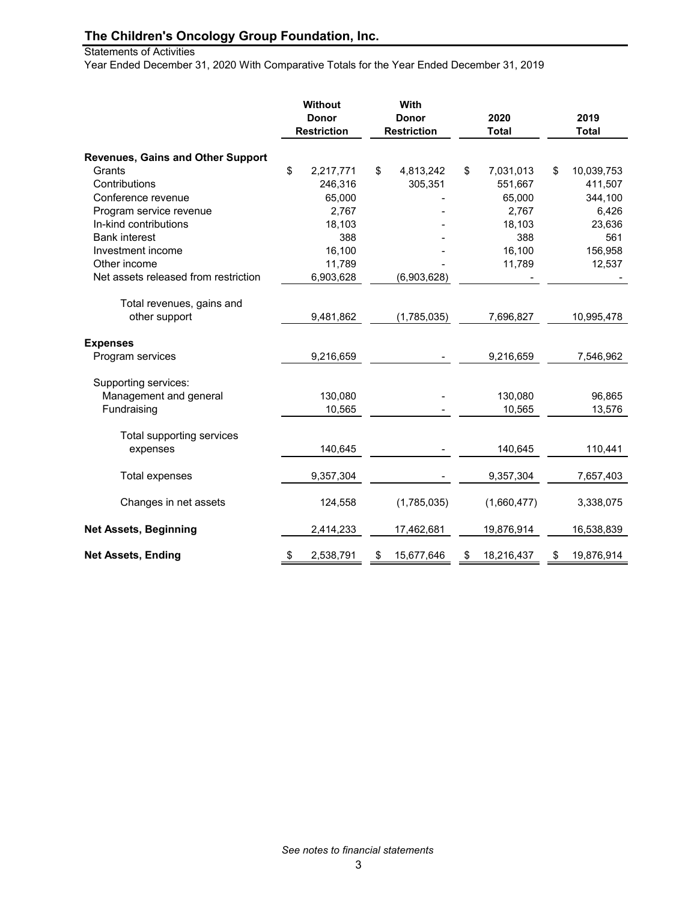# The Children's Oncology Group Foundation, Inc.

Statements of Activities

Year Ended December 31, 2020 With Comparative Totals for the Year Ended December 31, 2019

| | Without Donor Restriction | With Donor Restriction | 2020 Total | 2019 Total |
|---|---|---|---|---|
| **Revenues, Gains and Other Support** | | | | |
| Grants | $ 2,217,771 | $ 4,813,242 | $ 7,031,013 | $ 10,039,753 |
| Contributions | 246,316 | 305,351 | 551,667 | 411,507 |
| Conference revenue | 65,000 | - | 65,000 | 344,100 |
| Program service revenue | 2,767 | - | 2,767 | 6,426 |
| In-kind contributions | 18,103 | - | 18,103 | 23,636 |
| Bank interest | 388 | - | 388 | 561 |
| Investment income | 16,100 | - | 16,100 | 156,958 |
| Other income | 11,789 | - | 11,789 | 12,537 |
| Net assets released from restriction | 6,903,628 | (6,903,628) | - | - |
| Total revenues, gains and other support | 9,481,862 | (1,785,035) | 7,696,827 | 10,995,478 |
| **Expenses** | | | | |
| Program services | 9,216,659 | - | 9,216,659 | 7,546,962 |
| Supporting services: | | | | |
| Management and general | 130,080 | - | 130,080 | 96,865 |
| Fundraising | 10,565 | - | 10,565 | 13,576 |
| Total supporting services expenses | 140,645 | - | 140,645 | 110,441 |
| Total expenses | 9,357,304 | - | 9,357,304 | 7,657,403 |
| Changes in net assets | 124,558 | (1,785,035) | (1,660,477) | 3,338,075 |
| **Net Assets, Beginning** | 2,414,233 | 17,462,681 | 19,876,914 | 16,538,839 |
| **Net Assets, Ending** | $ 2,538,791 | $ 15,677,646 | $ 18,216,437 | $ 19,876,914 |

*See notes to financial statements*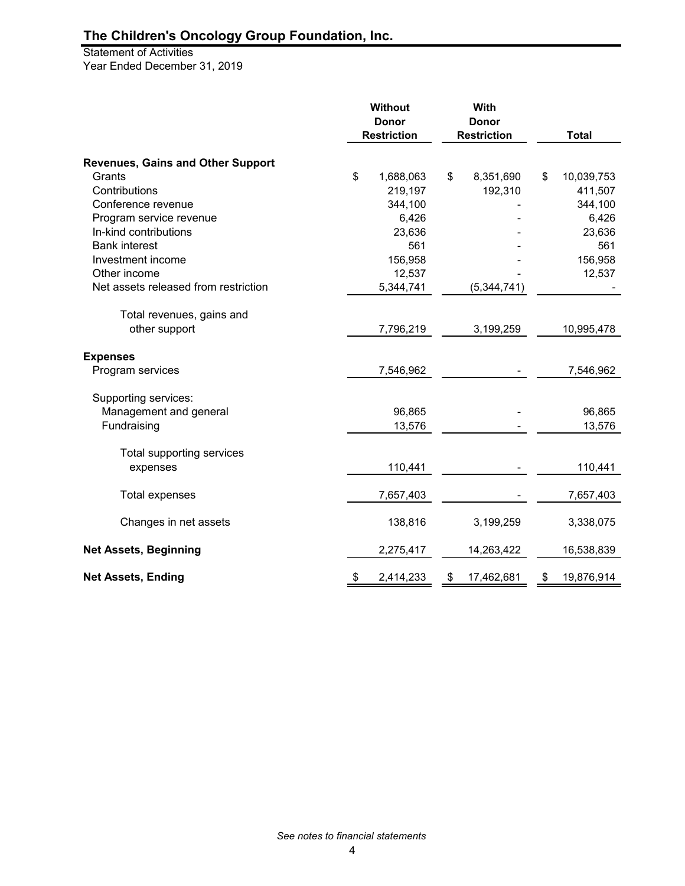# The Children's Oncology Group Foundation, Inc.

Statement of Activities
Year Ended December 31, 2019

| | Without Donor Restriction | With Donor Restriction | Total |
|---|---|---|---|
| **Revenues, Gains and Other Support** | | | |
| Grants | $ 1,688,063 | $ 8,351,690 | $ 10,039,753 |
| Contributions | 219,197 | 192,310 | 411,507 |
| Conference revenue | 344,100 | - | 344,100 |
| Program service revenue | 6,426 | - | 6,426 |
| In-kind contributions | 23,636 | - | 23,636 |
| Bank interest | 561 | - | 561 |
| Investment income | 156,958 | - | 156,958 |
| Other income | 12,537 | - | 12,537 |
| Net assets released from restriction | 5,344,741 | (5,344,741) | - |
| Total revenues, gains and other support | 7,796,219 | 3,199,259 | 10,995,478 |
| **Expenses** | | | |
| Program services | 7,546,962 | - | 7,546,962 |
| Supporting services: | | | |
| Management and general | 96,865 | - | 96,865 |
| Fundraising | 13,576 | - | 13,576 |
| Total supporting services expenses | 110,441 | - | 110,441 |
| Total expenses | 7,657,403 | - | 7,657,403 |
| Changes in net assets | 138,816 | 3,199,259 | 3,338,075 |
| **Net Assets, Beginning** | 2,275,417 | 14,263,422 | 16,538,839 |
| **Net Assets, Ending** | $ 2,414,233 | $ 17,462,681 | $ 19,876,914 |

*See notes to financial statements*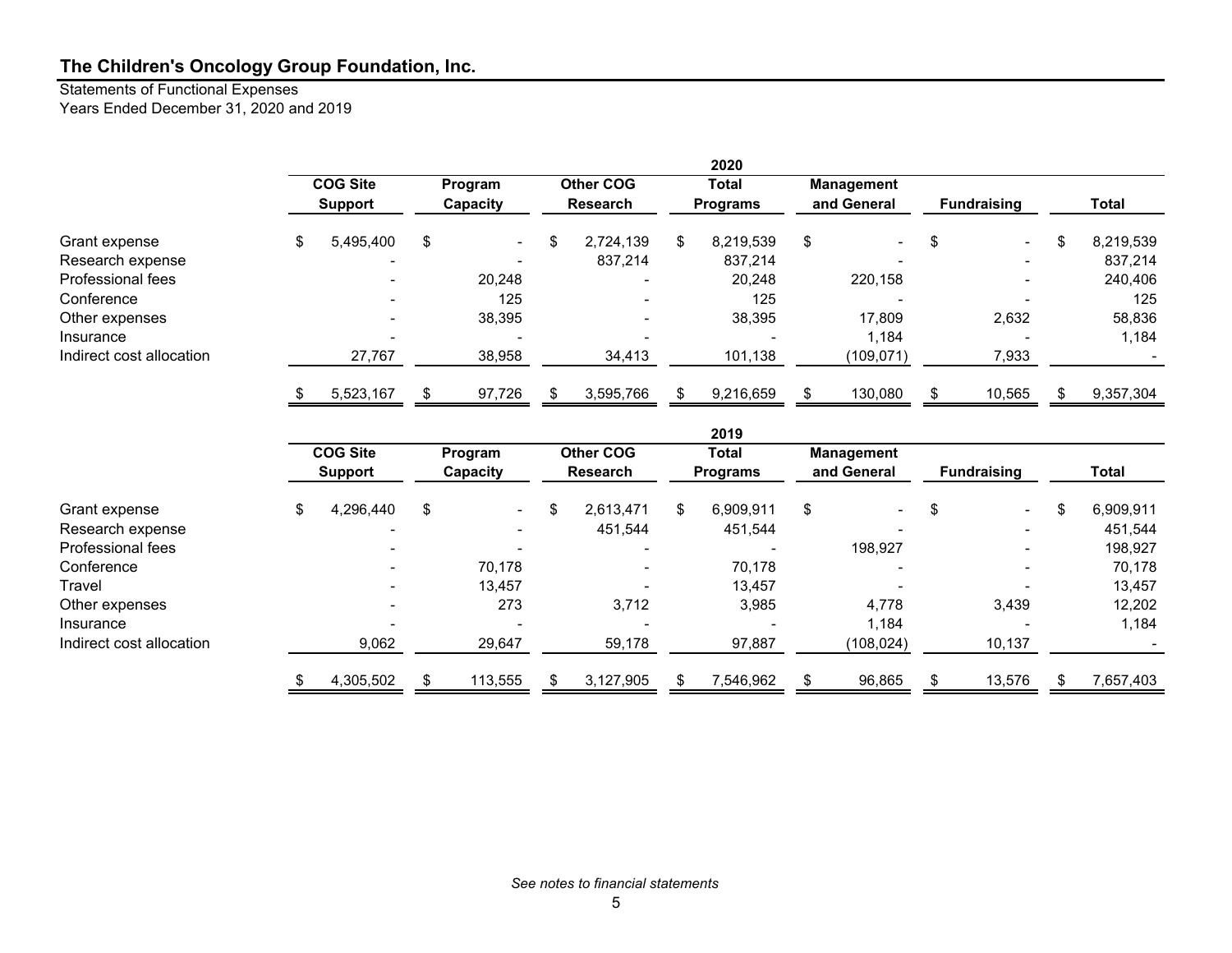## The Children's Oncology Group Foundation, Inc.

Statements of Functional Expenses
Years Ended December 31, 2020 and 2019

| | 2020 | | | | | | |
|---|---|---|---|---|---|---|---|
| | COG Site Support | Program Capacity | Other COG Research | Total Programs | Management and General | Fundraising | Total |
| Grant expense | $ 5,495,400 | $ - | $ 2,724,139 | $ 8,219,539 | $ - | $ - | $ 8,219,539 |
| Research expense | - | - | 837,214 | 837,214 | - | - | 837,214 |
| Professional fees | - | 20,248 | - | 20,248 | 220,158 | - | 240,406 |
| Conference | - | 125 | - | 125 | - | - | 125 |
| Other expenses | - | 38,395 | - | 38,395 | 17,809 | 2,632 | 58,836 |
| Insurance | - | - | - | - | 1,184 | - | 1,184 |
| Indirect cost allocation | 27,767 | 38,958 | 34,413 | 101,138 | (109,071) | 7,933 | - |
| | $ 5,523,167 | $ 97,726 | $ 3,595,766 | $ 9,216,659 | $ 130,080 | $ 10,565 | $ 9,357,304 |

| | 2019 | | | | | | |
|---|---|---|---|---|---|---|---|
| | COG Site Support | Program Capacity | Other COG Research | Total Programs | Management and General | Fundraising | Total |
| Grant expense | $ 4,296,440 | $ - | $ 2,613,471 | $ 6,909,911 | $ - | $ - | $ 6,909,911 |
| Research expense | - | - | 451,544 | 451,544 | - | - | 451,544 |
| Professional fees | - | - | - | - | 198,927 | - | 198,927 |
| Conference | - | 70,178 | - | 70,178 | - | - | 70,178 |
| Travel | - | 13,457 | - | 13,457 | - | - | 13,457 |
| Other expenses | - | 273 | 3,712 | 3,985 | 4,778 | 3,439 | 12,202 |
| Insurance | - | - | - | - | 1,184 | - | 1,184 |
| Indirect cost allocation | 9,062 | 29,647 | 59,178 | 97,887 | (108,024) | 10,137 | - |
| | $ 4,305,502 | $ 113,555 | $ 3,127,905 | $ 7,546,962 | $ 96,865 | $ 13,576 | $ 7,657,403 |

*See notes to financial statements*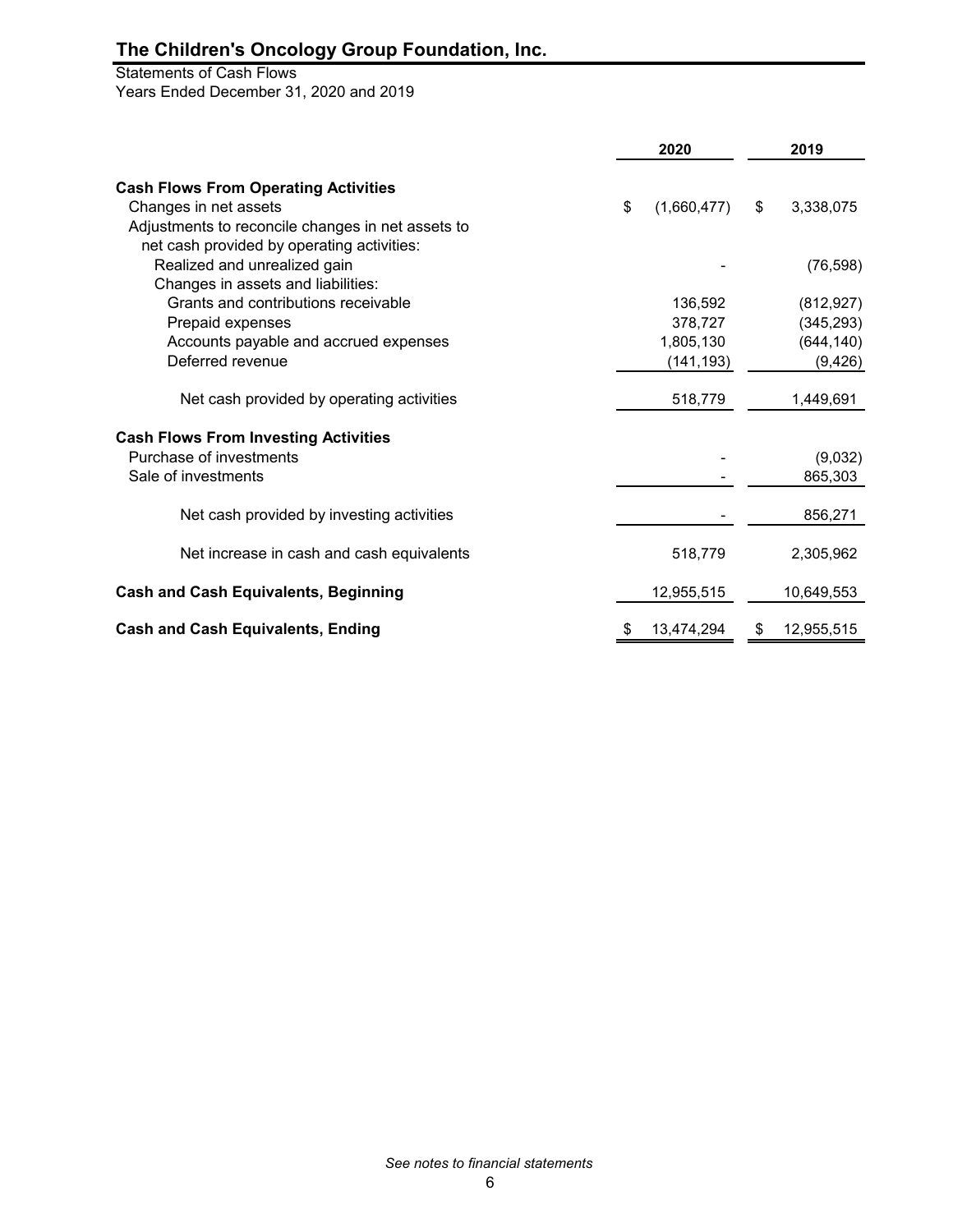# The Children's Oncology Group Foundation, Inc.

Statements of Cash Flows
Years Ended December 31, 2020 and 2019

| | 2020 | 2019 |
|---|---|---|
| **Cash Flows From Operating Activities** | | |
| Changes in net assets | $ (1,660,477) | $ 3,338,075 |
| Adjustments to reconcile changes in net assets to net cash provided by operating activities: | | |
| Realized and unrealized gain | - | (76,598) |
| Changes in assets and liabilities: | | |
| Grants and contributions receivable | 136,592 | (812,927) |
| Prepaid expenses | 378,727 | (345,293) |
| Accounts payable and accrued expenses | 1,805,130 | (644,140) |
| Deferred revenue | (141,193) | (9,426) |
| Net cash provided by operating activities | 518,779 | 1,449,691 |
| **Cash Flows From Investing Activities** | | |
| Purchase of investments | - | (9,032) |
| Sale of investments | - | 865,303 |
| Net cash provided by investing activities | - | 856,271 |
| Net increase in cash and cash equivalents | 518,779 | 2,305,962 |
| **Cash and Cash Equivalents, Beginning** | 12,955,515 | 10,649,553 |
| **Cash and Cash Equivalents, Ending** | $ 13,474,294 | $ 12,955,515 |

*See notes to financial statements*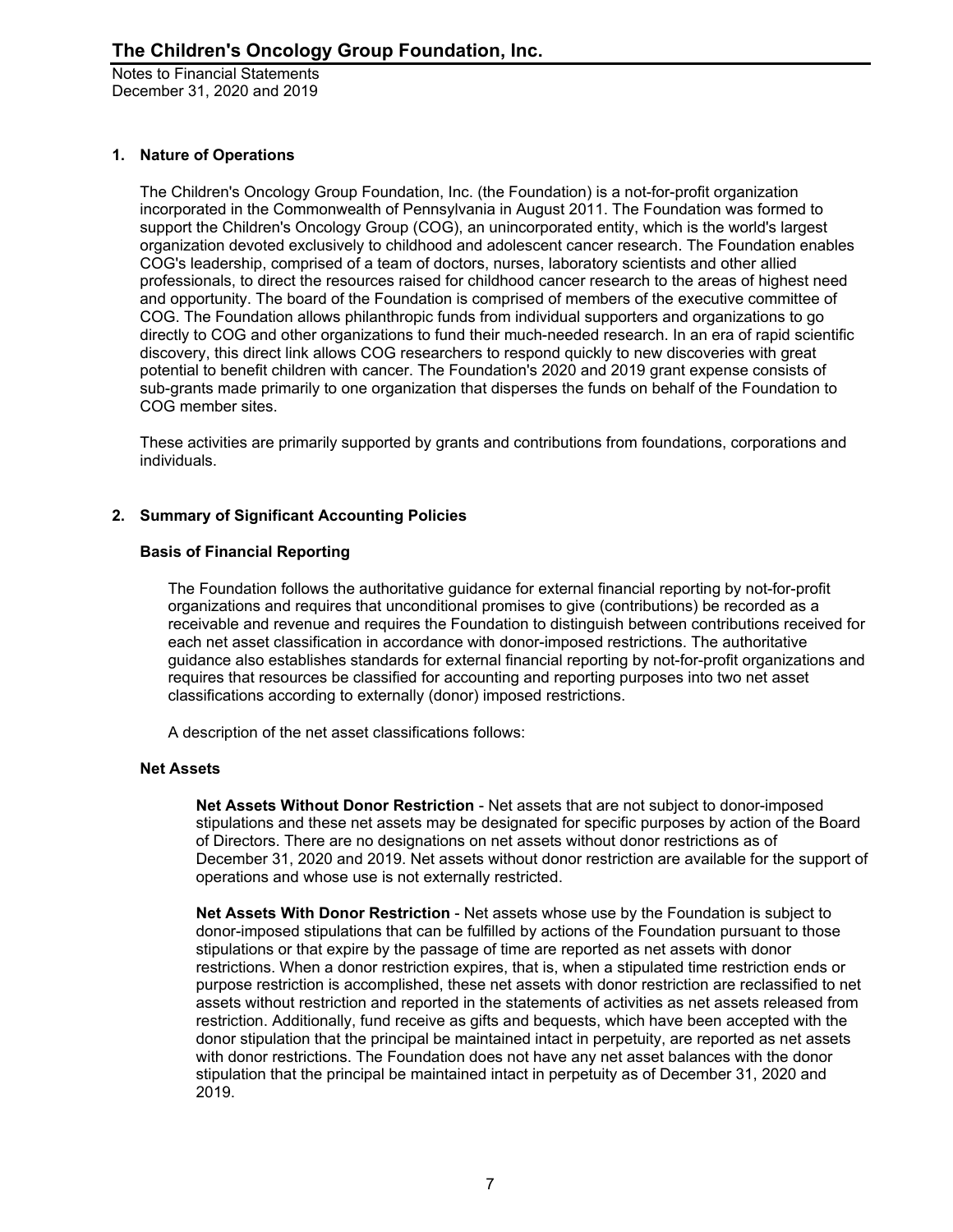## 1. Nature of Operations

The Children's Oncology Group Foundation, Inc. (the Foundation) is a not-for-profit organization incorporated in the Commonwealth of Pennsylvania in August 2011. The Foundation was formed to support the Children's Oncology Group (COG), an unincorporated entity, which is the world's largest organization devoted exclusively to childhood and adolescent cancer research. The Foundation enables COG's leadership, comprised of a team of doctors, nurses, laboratory scientists and other allied professionals, to direct the resources raised for childhood cancer research to the areas of highest need and opportunity. The board of the Foundation is comprised of members of the executive committee of COG. The Foundation allows philanthropic funds from individual supporters and organizations to go directly to COG and other organizations to fund their much-needed research. In an era of rapid scientific discovery, this direct link allows COG researchers to respond quickly to new discoveries with great potential to benefit children with cancer. The Foundation's 2020 and 2019 grant expense consists of sub-grants made primarily to one organization that disperses the funds on behalf of the Foundation to COG member sites.

These activities are primarily supported by grants and contributions from foundations, corporations and individuals.

## 2. Summary of Significant Accounting Policies

### Basis of Financial Reporting

The Foundation follows the authoritative guidance for external financial reporting by not-for-profit organizations and requires that unconditional promises to give (contributions) be recorded as a receivable and revenue and requires the Foundation to distinguish between contributions received for each net asset classification in accordance with donor-imposed restrictions. The authoritative guidance also establishes standards for external financial reporting by not-for-profit organizations and requires that resources be classified for accounting and reporting purposes into two net asset classifications according to externally (donor) imposed restrictions.

A description of the net asset classifications follows:

### Net Assets

**Net Assets Without Donor Restriction** - Net assets that are not subject to donor-imposed stipulations and these net assets may be designated for specific purposes by action of the Board of Directors. There are no designations on net assets without donor restrictions as of December 31, 2020 and 2019. Net assets without donor restriction are available for the support of operations and whose use is not externally restricted.

**Net Assets With Donor Restriction** - Net assets whose use by the Foundation is subject to donor-imposed stipulations that can be fulfilled by actions of the Foundation pursuant to those stipulations or that expire by the passage of time are reported as net assets with donor restrictions. When a donor restriction expires, that is, when a stipulated time restriction ends or purpose restriction is accomplished, these net assets with donor restriction are reclassified to net assets without restriction and reported in the statements of activities as net assets released from restriction. Additionally, fund receive as gifts and bequests, which have been accepted with the donor stipulation that the principal be maintained intact in perpetuity, are reported as net assets with donor restrictions. The Foundation does not have any net asset balances with the donor stipulation that the principal be maintained intact in perpetuity as of December 31, 2020 and 2019.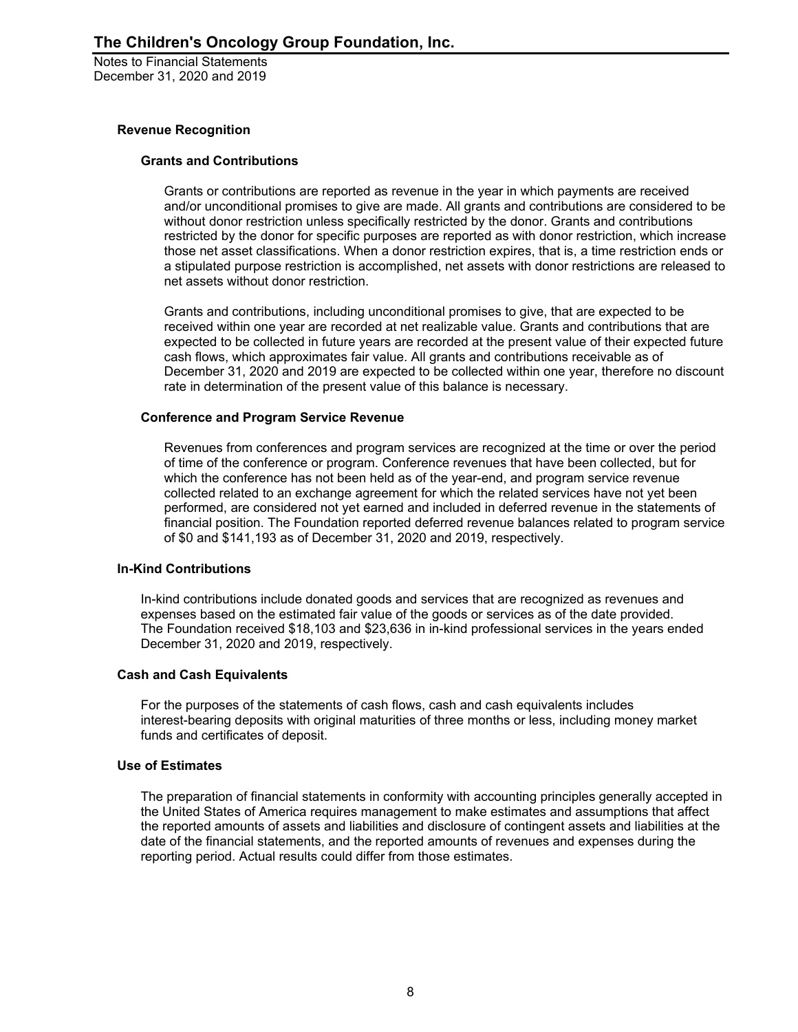### Revenue Recognition

#### Grants and Contributions

Grants or contributions are reported as revenue in the year in which payments are received and/or unconditional promises to give are made. All grants and contributions are considered to be without donor restriction unless specifically restricted by the donor. Grants and contributions restricted by the donor for specific purposes are reported as with donor restriction, which increase those net asset classifications. When a donor restriction expires, that is, a time restriction ends or a stipulated purpose restriction is accomplished, net assets with donor restrictions are released to net assets without donor restriction.

Grants and contributions, including unconditional promises to give, that are expected to be received within one year are recorded at net realizable value. Grants and contributions that are expected to be collected in future years are recorded at the present value of their expected future cash flows, which approximates fair value. All grants and contributions receivable as of December 31, 2020 and 2019 are expected to be collected within one year, therefore no discount rate in determination of the present value of this balance is necessary.

#### Conference and Program Service Revenue

Revenues from conferences and program services are recognized at the time or over the period of time of the conference or program. Conference revenues that have been collected, but for which the conference has not been held as of the year-end, and program service revenue collected related to an exchange agreement for which the related services have not yet been performed, are considered not yet earned and included in deferred revenue in the statements of financial position. The Foundation reported deferred revenue balances related to program service of $0 and $141,193 as of December 31, 2020 and 2019, respectively.

### In-Kind Contributions

In-kind contributions include donated goods and services that are recognized as revenues and expenses based on the estimated fair value of the goods or services as of the date provided. The Foundation received $18,103 and $23,636 in in-kind professional services in the years ended December 31, 2020 and 2019, respectively.

### Cash and Cash Equivalents

For the purposes of the statements of cash flows, cash and cash equivalents includes interest-bearing deposits with original maturities of three months or less, including money market funds and certificates of deposit.

### Use of Estimates

The preparation of financial statements in conformity with accounting principles generally accepted in the United States of America requires management to make estimates and assumptions that affect the reported amounts of assets and liabilities and disclosure of contingent assets and liabilities at the date of the financial statements, and the reported amounts of revenues and expenses during the reporting period. Actual results could differ from those estimates.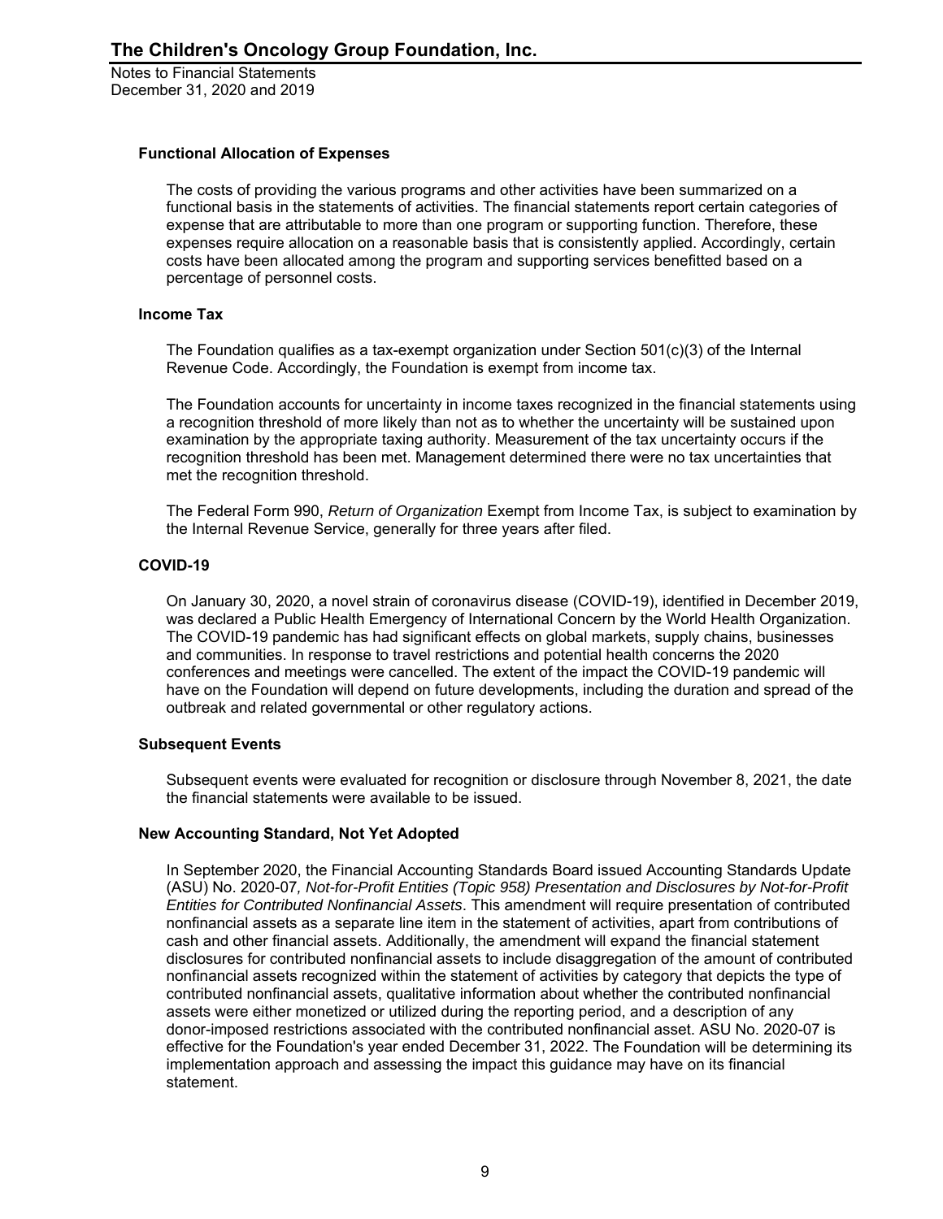### Functional Allocation of Expenses

The costs of providing the various programs and other activities have been summarized on a functional basis in the statements of activities. The financial statements report certain categories of expense that are attributable to more than one program or supporting function. Therefore, these expenses require allocation on a reasonable basis that is consistently applied. Accordingly, certain costs have been allocated among the program and supporting services benefitted based on a percentage of personnel costs.

### Income Tax

The Foundation qualifies as a tax-exempt organization under Section 501(c)(3) of the Internal Revenue Code. Accordingly, the Foundation is exempt from income tax.

The Foundation accounts for uncertainty in income taxes recognized in the financial statements using a recognition threshold of more likely than not as to whether the uncertainty will be sustained upon examination by the appropriate taxing authority. Measurement of the tax uncertainty occurs if the recognition threshold has been met. Management determined there were no tax uncertainties that met the recognition threshold.

The Federal Form 990, *Return of Organization* Exempt from Income Tax, is subject to examination by the Internal Revenue Service, generally for three years after filed.

### COVID-19

On January 30, 2020, a novel strain of coronavirus disease (COVID-19), identified in December 2019, was declared a Public Health Emergency of International Concern by the World Health Organization. The COVID-19 pandemic has had significant effects on global markets, supply chains, businesses and communities. In response to travel restrictions and potential health concerns the 2020 conferences and meetings were cancelled. The extent of the impact the COVID-19 pandemic will have on the Foundation will depend on future developments, including the duration and spread of the outbreak and related governmental or other regulatory actions.

### Subsequent Events

Subsequent events were evaluated for recognition or disclosure through November 8, 2021, the date the financial statements were available to be issued.

### New Accounting Standard, Not Yet Adopted

In September 2020, the Financial Accounting Standards Board issued Accounting Standards Update (ASU) No. 2020-07*, Not-for-Profit Entities (Topic 958) Presentation and Disclosures by Not-for-Profit Entities for Contributed Nonfinancial Assets*. This amendment will require presentation of contributed nonfinancial assets as a separate line item in the statement of activities, apart from contributions of cash and other financial assets. Additionally, the amendment will expand the financial statement disclosures for contributed nonfinancial assets to include disaggregation of the amount of contributed nonfinancial assets recognized within the statement of activities by category that depicts the type of contributed nonfinancial assets, qualitative information about whether the contributed nonfinancial assets were either monetized or utilized during the reporting period, and a description of any donor-imposed restrictions associated with the contributed nonfinancial asset. ASU No. 2020-07 is effective for the Foundation's year ended December 31, 2022. The Foundation will be determining its implementation approach and assessing the impact this guidance may have on its financial statement.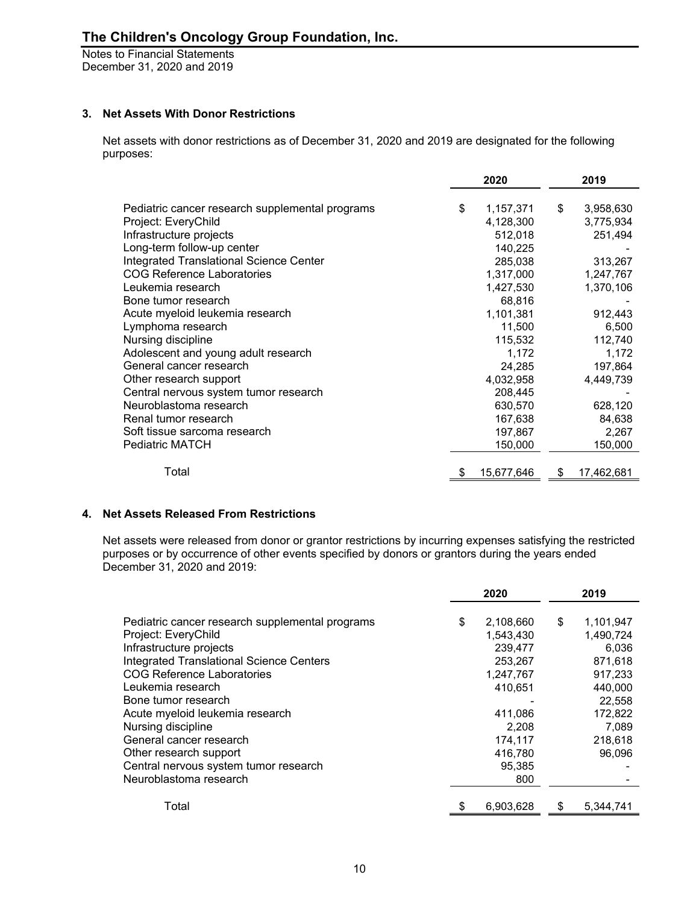# The Children's Oncology Group Foundation, Inc.

Notes to Financial Statements
December 31, 2020 and 2019

### 3. Net Assets With Donor Restrictions

Net assets with donor restrictions as of December 31, 2020 and 2019 are designated for the following purposes:

| | 2020 | 2019 |
|---|---|---|
| Pediatric cancer research supplemental programs | $ 1,157,371 | $ 3,958,630 |
| Project: EveryChild | 4,128,300 | 3,775,934 |
| Infrastructure projects | 512,018 | 251,494 |
| Long-term follow-up center | 140,225 | - |
| Integrated Translational Science Center | 285,038 | 313,267 |
| COG Reference Laboratories | 1,317,000 | 1,247,767 |
| Leukemia research | 1,427,530 | 1,370,106 |
| Bone tumor research | 68,816 | - |
| Acute myeloid leukemia research | 1,101,381 | 912,443 |
| Lymphoma research | 11,500 | 6,500 |
| Nursing discipline | 115,532 | 112,740 |
| Adolescent and young adult research | 1,172 | 1,172 |
| General cancer research | 24,285 | 197,864 |
| Other research support | 4,032,958 | 4,449,739 |
| Central nervous system tumor research | 208,445 | - |
| Neuroblastoma research | 630,570 | 628,120 |
| Renal tumor research | 167,638 | 84,638 |
| Soft tissue sarcoma research | 197,867 | 2,267 |
| Pediatric MATCH | 150,000 | 150,000 |
| Total | $ 15,677,646 | $ 17,462,681 |

### 4. Net Assets Released From Restrictions

Net assets were released from donor or grantor restrictions by incurring expenses satisfying the restricted purposes or by occurrence of other events specified by donors or grantors during the years ended December 31, 2020 and 2019:

| | 2020 | 2019 |
|---|---|---|
| Pediatric cancer research supplemental programs | $ 2,108,660 | $ 1,101,947 |
| Project: EveryChild | 1,543,430 | 1,490,724 |
| Infrastructure projects | 239,477 | 6,036 |
| Integrated Translational Science Centers | 253,267 | 871,618 |
| COG Reference Laboratories | 1,247,767 | 917,233 |
| Leukemia research | 410,651 | 440,000 |
| Bone tumor research | - | 22,558 |
| Acute myeloid leukemia research | 411,086 | 172,822 |
| Nursing discipline | 2,208 | 7,089 |
| General cancer research | 174,117 | 218,618 |
| Other research support | 416,780 | 96,096 |
| Central nervous system tumor research | 95,385 | - |
| Neuroblastoma research | 800 | - |
| Total | $ 6,903,628 | $ 5,344,741 |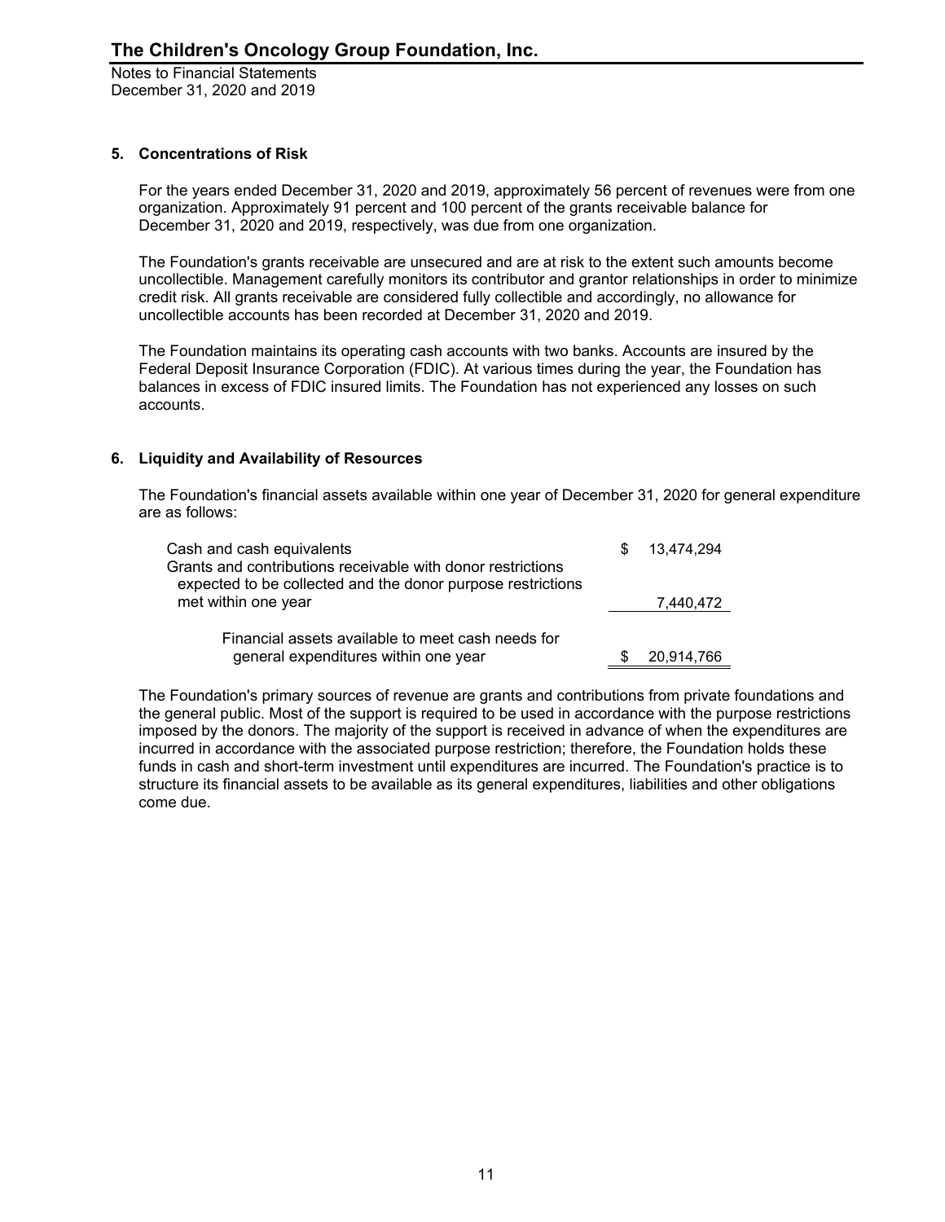## 5. Concentrations of Risk

For the years ended December 31, 2020 and 2019, approximately 56 percent of revenues were from one organization. Approximately 91 percent and 100 percent of the grants receivable balance for December 31, 2020 and 2019, respectively, was due from one organization.

The Foundation's grants receivable are unsecured and are at risk to the extent such amounts become uncollectible. Management carefully monitors its contributor and grantor relationships in order to minimize credit risk. All grants receivable are considered fully collectible and accordingly, no allowance for uncollectible accounts has been recorded at December 31, 2020 and 2019.

The Foundation maintains its operating cash accounts with two banks. Accounts are insured by the Federal Deposit Insurance Corporation (FDIC). At various times during the year, the Foundation has balances in excess of FDIC insured limits. The Foundation has not experienced any losses on such accounts.

## 6. Liquidity and Availability of Resources

The Foundation's financial assets available within one year of December 31, 2020 for general expenditure are as follows:

| | |
|---|---|
| Cash and cash equivalents | $ 13,474,294 |
| Grants and contributions receivable with donor restrictions expected to be collected and the donor purpose restrictions met within one year | 7,440,472 |
| Financial assets available to meet cash needs for general expenditures within one year | $ 20,914,766 |

The Foundation's primary sources of revenue are grants and contributions from private foundations and the general public. Most of the support is required to be used in accordance with the purpose restrictions imposed by the donors. The majority of the support is received in advance of when the expenditures are incurred in accordance with the associated purpose restriction; therefore, the Foundation holds these funds in cash and short-term investment until expenditures are incurred. The Foundation's practice is to structure its financial assets to be available as its general expenditures, liabilities and other obligations come due.